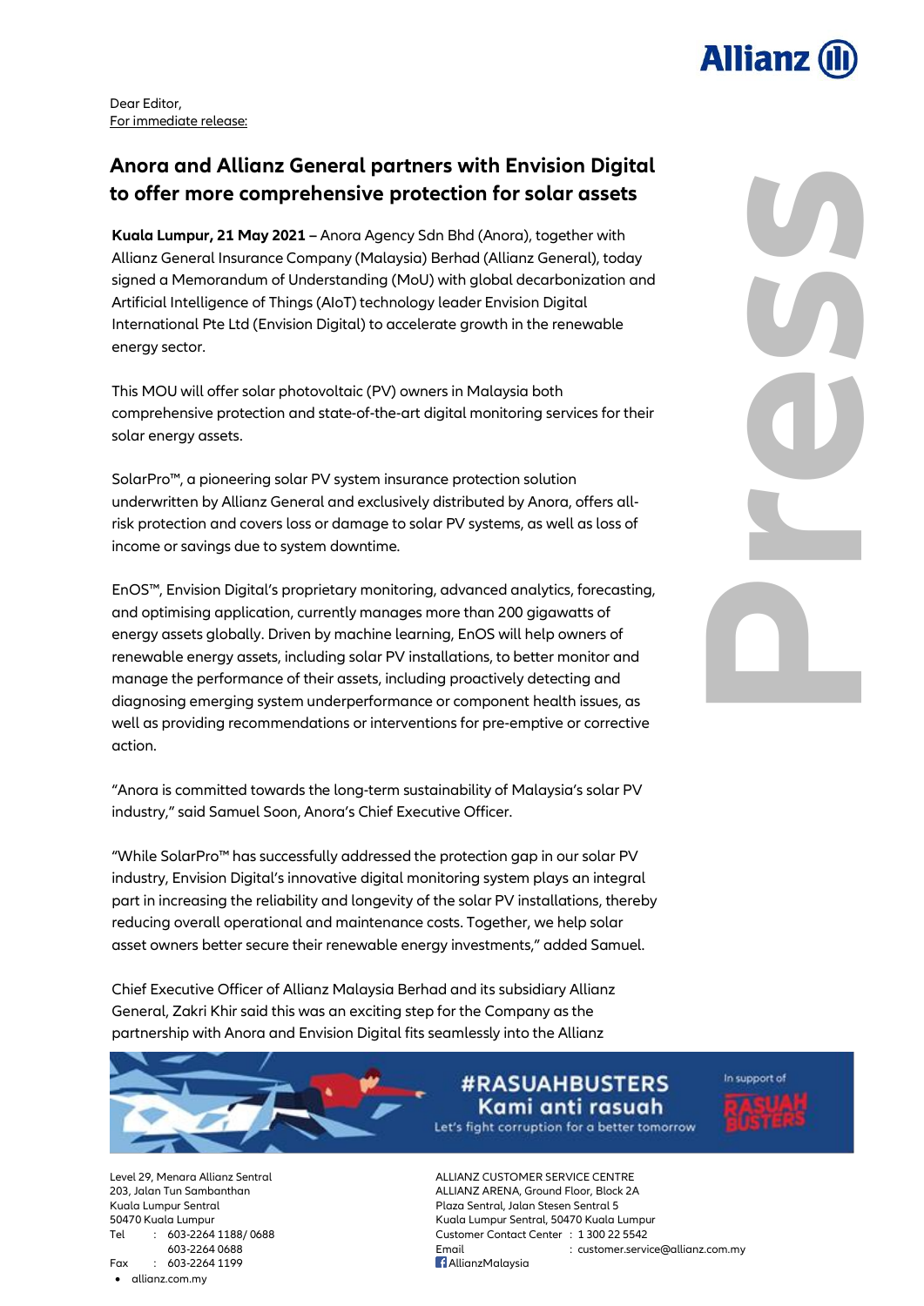Dear Editor,
For immediate release:

# Anora and Allianz General partners with Envision Digital to offer more comprehensive protection for solar assets

**Kuala Lumpur, 21 May 2021** – Anora Agency Sdn Bhd (Anora), together with Allianz General Insurance Company (Malaysia) Berhad (Allianz General), today signed a Memorandum of Understanding (MoU) with global decarbonization and Artificial Intelligence of Things (AIoT) technology leader Envision Digital International Pte Ltd (Envision Digital) to accelerate growth in the renewable energy sector.

This MOU will offer solar photovoltaic (PV) owners in Malaysia both comprehensive protection and state-of-the-art digital monitoring services for their solar energy assets.

SolarPro™, a pioneering solar PV system insurance protection solution underwritten by Allianz General and exclusively distributed by Anora, offers all-risk protection and covers loss or damage to solar PV systems, as well as loss of income or savings due to system downtime.

EnOS™, Envision Digital's proprietary monitoring, advanced analytics, forecasting, and optimising application, currently manages more than 200 gigawatts of energy assets globally. Driven by machine learning, EnOS will help owners of renewable energy assets, including solar PV installations, to better monitor and manage the performance of their assets, including proactively detecting and diagnosing emerging system underperformance or component health issues, as well as providing recommendations or interventions for pre-emptive or corrective action.

"Anora is committed towards the long-term sustainability of Malaysia's solar PV industry," said Samuel Soon, Anora's Chief Executive Officer.

"While SolarPro™ has successfully addressed the protection gap in our solar PV industry, Envision Digital's innovative digital monitoring system plays an integral part in increasing the reliability and longevity of the solar PV installations, thereby reducing overall operational and maintenance costs. Together, we help solar asset owners better secure their renewable energy investments," added Samuel.

Chief Executive Officer of Allianz Malaysia Berhad and its subsidiary Allianz General, Zakri Khir said this was an exciting step for the Company as the partnership with Anora and Envision Digital fits seamlessly into the Allianz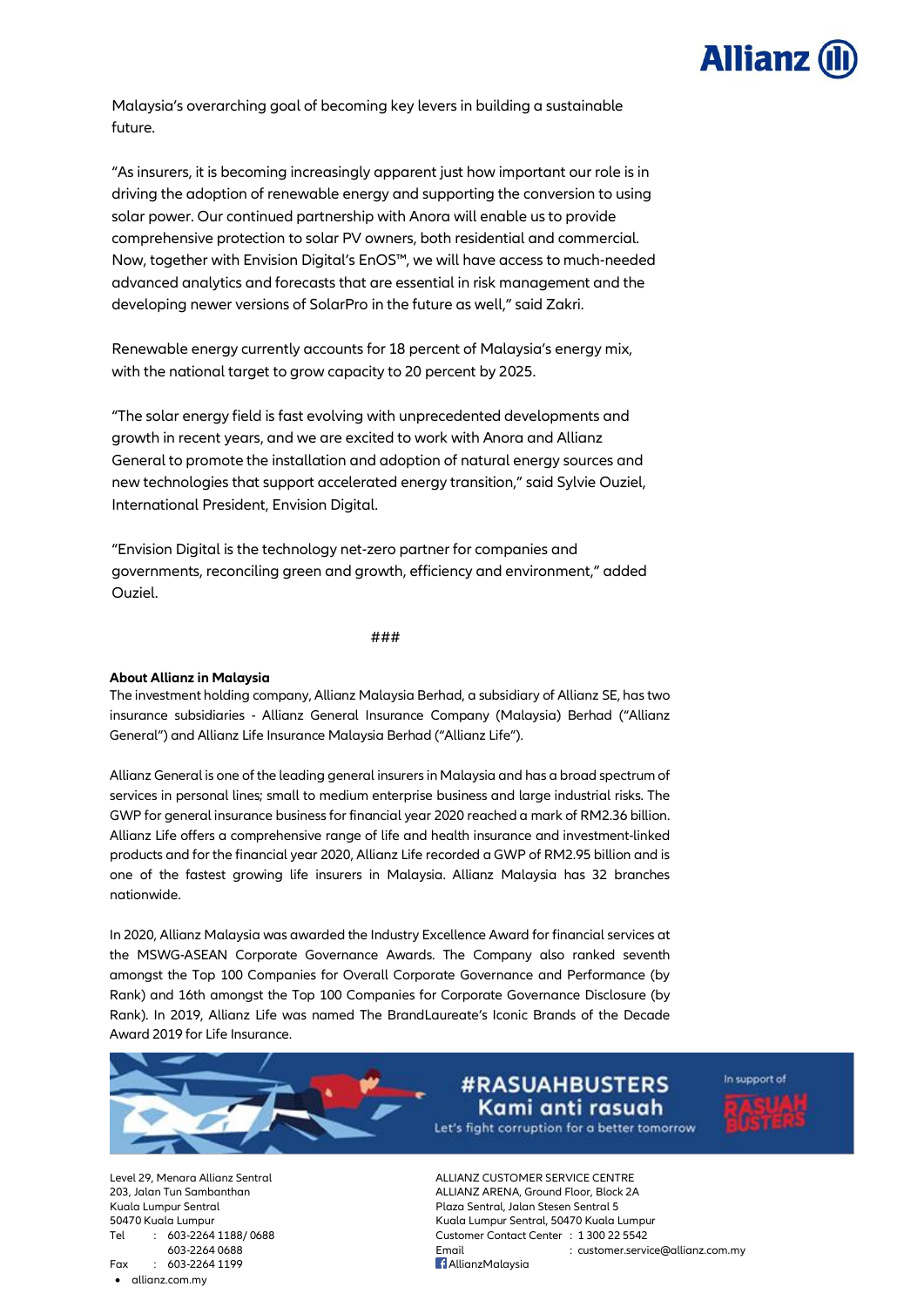Malaysia's overarching goal of becoming key levers in building a sustainable future.

"As insurers, it is becoming increasingly apparent just how important our role is in driving the adoption of renewable energy and supporting the conversion to using solar power. Our continued partnership with Anora will enable us to provide comprehensive protection to solar PV owners, both residential and commercial. Now, together with Envision Digital's EnOS™, we will have access to much-needed advanced analytics and forecasts that are essential in risk management and the developing newer versions of SolarPro in the future as well," said Zakri.

Renewable energy currently accounts for 18 percent of Malaysia's energy mix, with the national target to grow capacity to 20 percent by 2025.

"The solar energy field is fast evolving with unprecedented developments and growth in recent years, and we are excited to work with Anora and Allianz General to promote the installation and adoption of natural energy sources and new technologies that support accelerated energy transition," said Sylvie Ouziel, International President, Envision Digital.

"Envision Digital is the technology net-zero partner for companies and governments, reconciling green and growth, efficiency and environment," added Ouziel.

###

**About Allianz in Malaysia**

The investment holding company, Allianz Malaysia Berhad, a subsidiary of Allianz SE, has two insurance subsidiaries - Allianz General Insurance Company (Malaysia) Berhad ("Allianz General") and Allianz Life Insurance Malaysia Berhad ("Allianz Life").

Allianz General is one of the leading general insurers in Malaysia and has a broad spectrum of services in personal lines; small to medium enterprise business and large industrial risks. The GWP for general insurance business for financial year 2020 reached a mark of RM2.36 billion. Allianz Life offers a comprehensive range of life and health insurance and investment-linked products and for the financial year 2020, Allianz Life recorded a GWP of RM2.95 billion and is one of the fastest growing life insurers in Malaysia. Allianz Malaysia has 32 branches nationwide.

In 2020, Allianz Malaysia was awarded the Industry Excellence Award for financial services at the MSWG-ASEAN Corporate Governance Awards. The Company also ranked seventh amongst the Top 100 Companies for Overall Corporate Governance and Performance (by Rank) and 16th amongst the Top 100 Companies for Corporate Governance Disclosure (by Rank). In 2019, Allianz Life was named The BrandLaureate's Iconic Brands of the Decade Award 2019 for Life Insurance.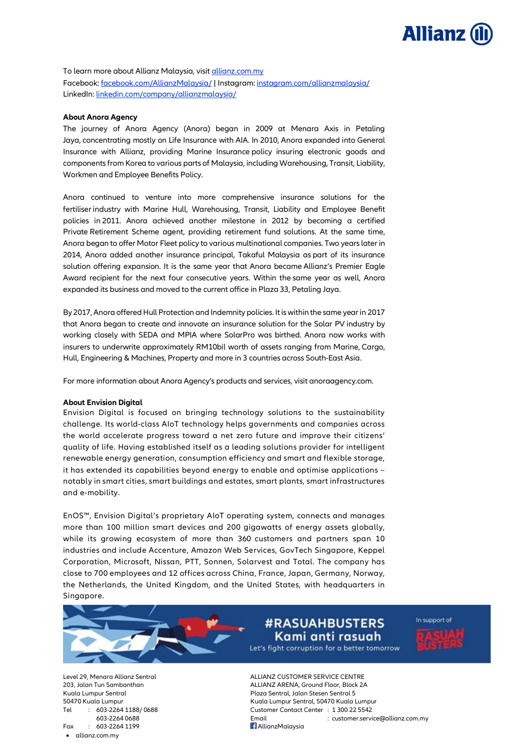To learn more about Allianz Malaysia, visit [allianz.com.my](allianz.com.my)
Facebook: [facebook.com/AllianzMalaysia/](facebook.com/AllianzMalaysia/) | Instagram: [instagram.com/allianzmalaysia/](instagram.com/allianzmalaysia/)
LinkedIn: [linkedin.com/company/allianzmalaysia/](linkedin.com/company/allianzmalaysia/)

**About Anora Agency**

The journey of Anora Agency (Anora) began in 2009 at Menara Axis in Petaling Jaya, concentrating mostly on Life Insurance with AIA. In 2010, Anora expanded into General Insurance with Allianz, providing Marine Insurance policy insuring electronic goods and components from Korea to various parts of Malaysia, including Warehousing, Transit, Liability, Workmen and Employee Benefits Policy.

Anora continued to venture into more comprehensive insurance solutions for the fertiliser industry with Marine Hull, Warehousing, Transit, Liability and Employee Benefit policies in 2011. Anora achieved another milestone in 2012 by becoming a certified Private Retirement Scheme agent, providing retirement fund solutions. At the same time, Anora began to offer Motor Fleet policy to various multinational companies. Two years later in 2014, Anora added another insurance principal, Takaful Malaysia as part of its insurance solution offering expansion. It is the same year that Anora became Allianz's Premier Eagle Award recipient for the next four consecutive years. Within the same year as well, Anora expanded its business and moved to the current office in Plaza 33, Petaling Jaya.

By 2017, Anora offered Hull Protection and Indemnity policies. It is within the same year in 2017 that Anora began to create and innovate an insurance solution for the Solar PV industry by working closely with SEDA and MPIA where SolarPro was birthed. Anora now works with insurers to underwrite approximately RM10bil worth of assets ranging from Marine, Cargo, Hull, Engineering & Machines, Property and more in 3 countries across South-East Asia.

For more information about Anora Agency's products and services, visit anoraagency.com.

**About Envision Digital**

Envision Digital is focused on bringing technology solutions to the sustainability challenge. Its world-class AIoT technology helps governments and companies across the world accelerate progress toward a net zero future and improve their citizens' quality of life. Having established itself as a leading solutions provider for intelligent renewable energy generation, consumption efficiency and smart and flexible storage, it has extended its capabilities beyond energy to enable and optimise applications – notably in smart cities, smart buildings and estates, smart plants, smart infrastructures and e-mobility.

EnOS™, Envision Digital's proprietary AIoT operating system, connects and manages more than 100 million smart devices and 200 gigawatts of energy assets globally, while its growing ecosystem of more than 360 customers and partners span 10 industries and include Accenture, Amazon Web Services, GovTech Singapore, Keppel Corporation, Microsoft, Nissan, PTT, Sonnen, Solarvest and Total. The company has close to 700 employees and 12 offices across China, France, Japan, Germany, Norway, the Netherlands, the United Kingdom, and the United States, with headquarters in Singapore.

#RASUAHBUSTERS
Kami anti rasuah
Let's fight corruption for a better tomorrow
In support of RASUAH BUSTERS

Level 29, Menara Allianz Sentral
203, Jalan Tun Sambanthan
Kuala Lumpur Sentral
50470 Kuala Lumpur
Tel : 603-2264 1188/ 0688
603-2264 0688
Fax : 603-2264 1199
- allianz.com.my

ALLIANZ CUSTOMER SERVICE CENTRE
ALLIANZ ARENA, Ground Floor, Block 2A
Plaza Sentral, Jalan Stesen Sentral 5
Kuala Lumpur Sentral, 50470 Kuala Lumpur
Customer Contact Center : 1 300 22 5542
Email : customer.service@allianz.com.my
AllianzMalaysia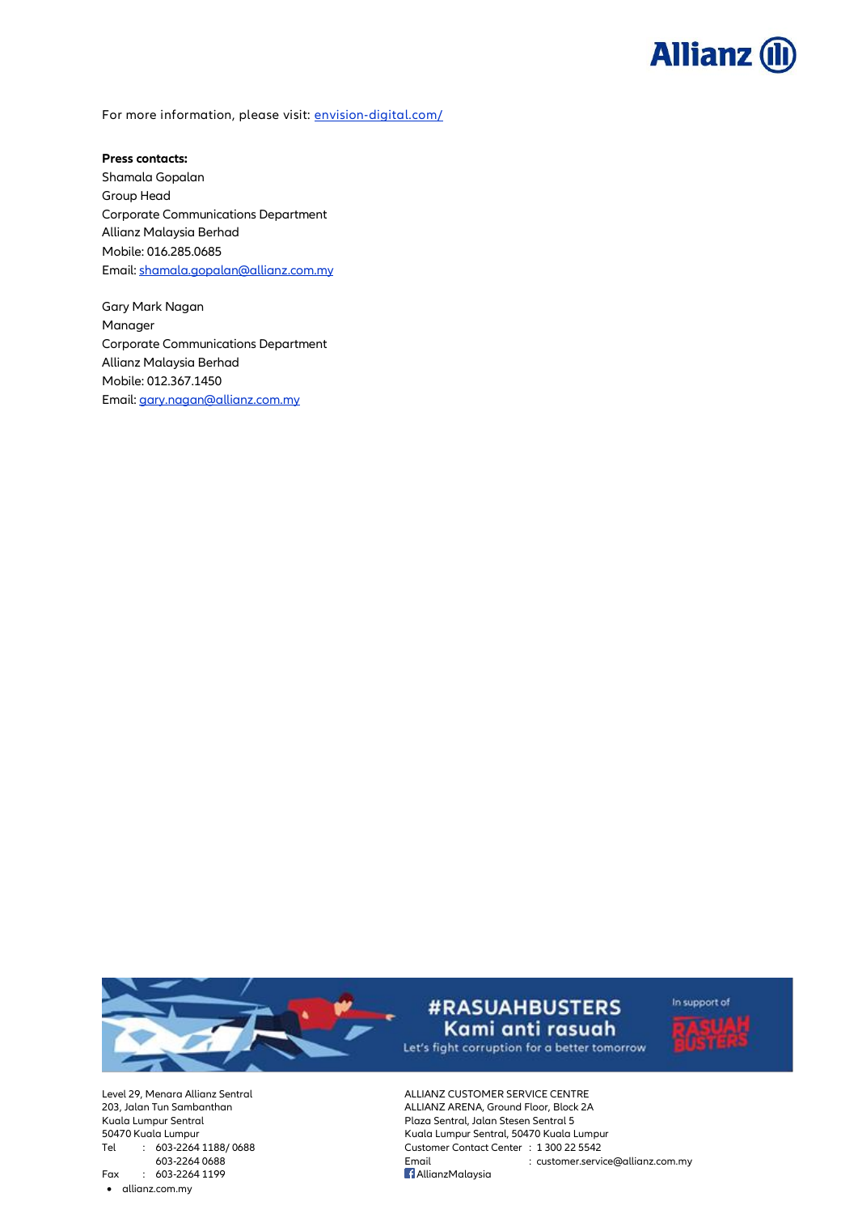For more information, please visit: [envision-digital.com/](envision-digital.com/)

**Press contacts:**
Shamala Gopalan
Group Head
Corporate Communications Department
Allianz Malaysia Berhad
Mobile: 016.285.0685
Email: shamala.gopalan@allianz.com.my

Gary Mark Nagan
Manager
Corporate Communications Department
Allianz Malaysia Berhad
Mobile: 012.367.1450
Email: gary.nagan@allianz.com.my

#RASUAHBUSTERS
Kami anti rasuah
Let's fight corruption for a better tomorrow
In support of RASUAH BUSTERS

Level 29, Menara Allianz Sentral
203, Jalan Tun Sambanthan
Kuala Lumpur Sentral
50470 Kuala Lumpur
Tel : 603-2264 1188/ 0688
603-2264 0688
Fax : 603-2264 1199
- allianz.com.my

ALLIANZ CUSTOMER SERVICE CENTRE
ALLIANZ ARENA, Ground Floor, Block 2A
Plaza Sentral, Jalan Stesen Sentral 5
Kuala Lumpur Sentral, 50470 Kuala Lumpur
Customer Contact Center : 1 300 22 5542
Email : customer.service@allianz.com.my
AllianzMalaysia